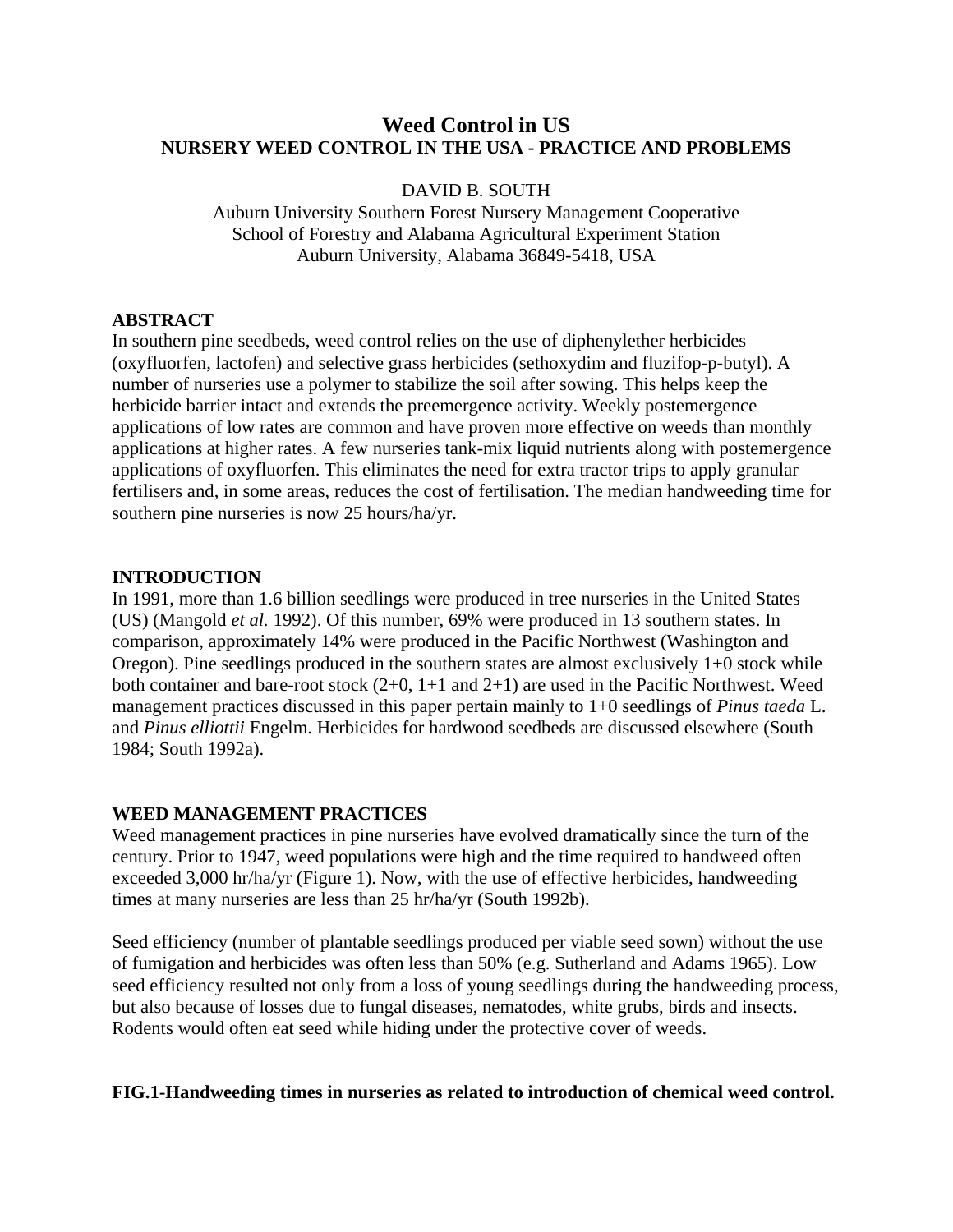# Weed Control in US

## NURSERY WEED CONTROL IN THE USA - PRACTICE AND PROBLEMS

DAVID B. SOUTH

Auburn University Southern Forest Nursery Management Cooperative
School of Forestry and Alabama Agricultural Experiment Station
Auburn University, Alabama 36849-5418, USA

### ABSTRACT

In southern pine seedbeds, weed control relies on the use of diphenylether herbicides (oxyfluorfen, lactofen) and selective grass herbicides (sethoxydim and fluzifop-p-butyl). A number of nurseries use a polymer to stabilize the soil after sowing. This helps keep the herbicide barrier intact and extends the preemergence activity. Weekly postemergence applications of low rates are common and have proven more effective on weeds than monthly applications at higher rates. A few nurseries tank-mix liquid nutrients along with postemergence applications of oxyfluorfen. This eliminates the need for extra tractor trips to apply granular fertilisers and, in some areas, reduces the cost of fertilisation. The median handweeding time for southern pine nurseries is now 25 hours/ha/yr.

### INTRODUCTION

In 1991, more than 1.6 billion seedlings were produced in tree nurseries in the United States (US) (Mangold *et al.* 1992). Of this number, 69% were produced in 13 southern states. In comparison, approximately 14% were produced in the Pacific Northwest (Washington and Oregon). Pine seedlings produced in the southern states are almost exclusively 1+0 stock while both container and bare-root stock (2+0, 1+1 and 2+1) are used in the Pacific Northwest. Weed management practices discussed in this paper pertain mainly to 1+0 seedlings of *Pinus taeda* L. and *Pinus elliottii* Engelm. Herbicides for hardwood seedbeds are discussed elsewhere (South 1984; South 1992a).

### WEED MANAGEMENT PRACTICES

Weed management practices in pine nurseries have evolved dramatically since the turn of the century. Prior to 1947, weed populations were high and the time required to handweed often exceeded 3,000 hr/ha/yr (Figure 1). Now, with the use of effective herbicides, handweeding times at many nurseries are less than 25 hr/ha/yr (South 1992b).

Seed efficiency (number of plantable seedlings produced per viable seed sown) without the use of fumigation and herbicides was often less than 50% (e.g. Sutherland and Adams 1965). Low seed efficiency resulted not only from a loss of young seedlings during the handweeding process, but also because of losses due to fungal diseases, nematodes, white grubs, birds and insects. Rodents would often eat seed while hiding under the protective cover of weeds.

**FIG.1-Handweeding times in nurseries as related to introduction of chemical weed control.**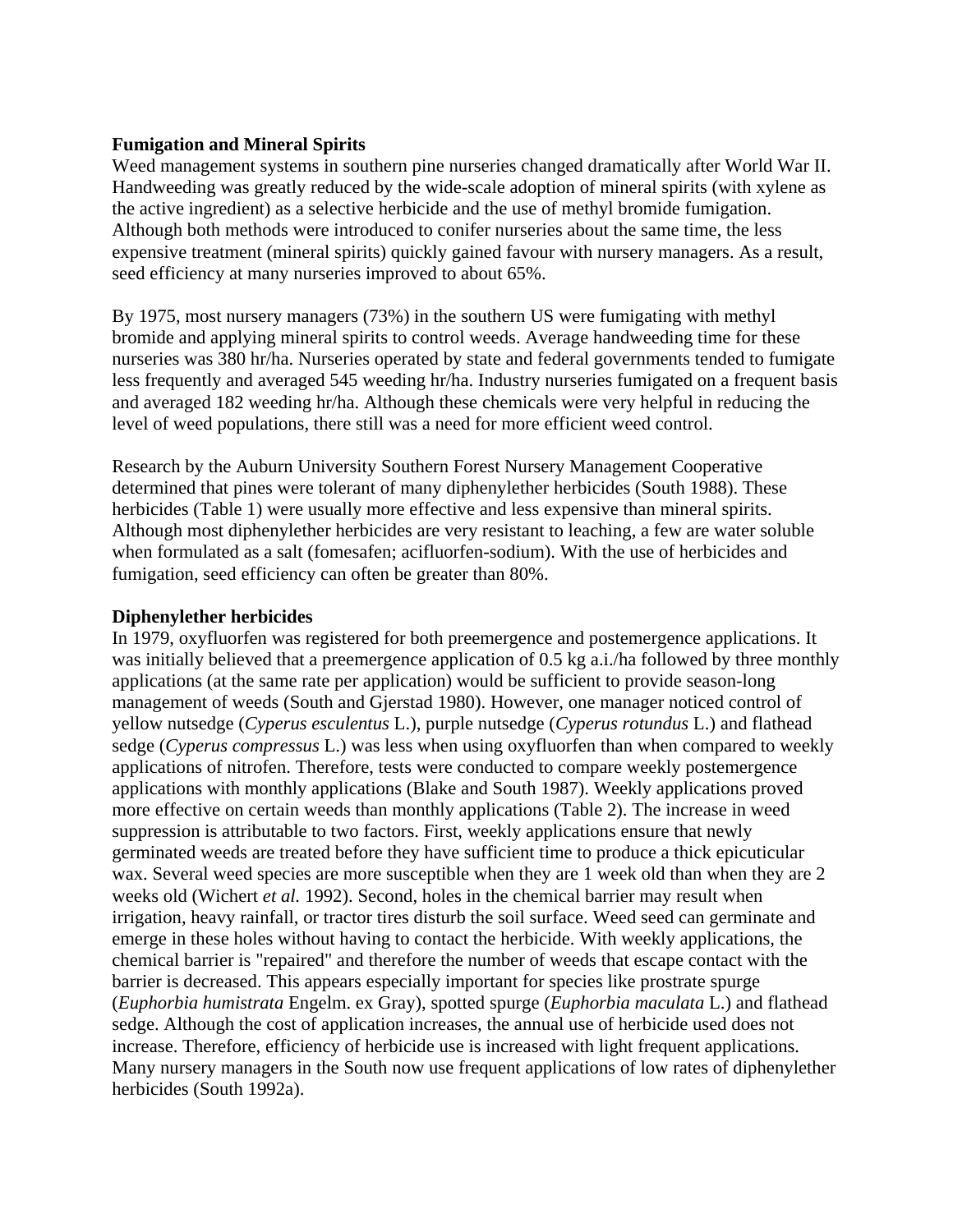**Fumigation and Mineral Spirits**

Weed management systems in southern pine nurseries changed dramatically after World War II. Handweeding was greatly reduced by the wide-scale adoption of mineral spirits (with xylene as the active ingredient) as a selective herbicide and the use of methyl bromide fumigation. Although both methods were introduced to conifer nurseries about the same time, the less expensive treatment (mineral spirits) quickly gained favour with nursery managers. As a result, seed efficiency at many nurseries improved to about 65%.

By 1975, most nursery managers (73%) in the southern US were fumigating with methyl bromide and applying mineral spirits to control weeds. Average handweeding time for these nurseries was 380 hr/ha. Nurseries operated by state and federal governments tended to fumigate less frequently and averaged 545 weeding hr/ha. Industry nurseries fumigated on a frequent basis and averaged 182 weeding hr/ha. Although these chemicals were very helpful in reducing the level of weed populations, there still was a need for more efficient weed control.

Research by the Auburn University Southern Forest Nursery Management Cooperative determined that pines were tolerant of many diphenylether herbicides (South 1988). These herbicides (Table 1) were usually more effective and less expensive than mineral spirits. Although most diphenylether herbicides are very resistant to leaching, a few are water soluble when formulated as a salt (fomesafen; acifluorfen-sodium). With the use of herbicides and fumigation, seed efficiency can often be greater than 80%.

**Diphenylether herbicides**

In 1979, oxyfluorfen was registered for both preemergence and postemergence applications. It was initially believed that a preemergence application of 0.5 kg a.i./ha followed by three monthly applications (at the same rate per application) would be sufficient to provide season-long management of weeds (South and Gjerstad 1980). However, one manager noticed control of yellow nutsedge (*Cyperus esculentus* L.), purple nutsedge (*Cyperus rotundus* L.) and flathead sedge (*Cyperus compressus* L.) was less when using oxyfluorfen than when compared to weekly applications of nitrofen. Therefore, tests were conducted to compare weekly postemergence applications with monthly applications (Blake and South 1987). Weekly applications proved more effective on certain weeds than monthly applications (Table 2). The increase in weed suppression is attributable to two factors. First, weekly applications ensure that newly germinated weeds are treated before they have sufficient time to produce a thick epicuticular wax. Several weed species are more susceptible when they are 1 week old than when they are 2 weeks old (Wichert *et al.* 1992). Second, holes in the chemical barrier may result when irrigation, heavy rainfall, or tractor tires disturb the soil surface. Weed seed can germinate and emerge in these holes without having to contact the herbicide. With weekly applications, the chemical barrier is "repaired" and therefore the number of weeds that escape contact with the barrier is decreased. This appears especially important for species like prostrate spurge (*Euphorbia humistrata* Engelm. ex Gray), spotted spurge (*Euphorbia maculata* L.) and flathead sedge. Although the cost of application increases, the annual use of herbicide used does not increase. Therefore, efficiency of herbicide use is increased with light frequent applications. Many nursery managers in the South now use frequent applications of low rates of diphenylether herbicides (South 1992a).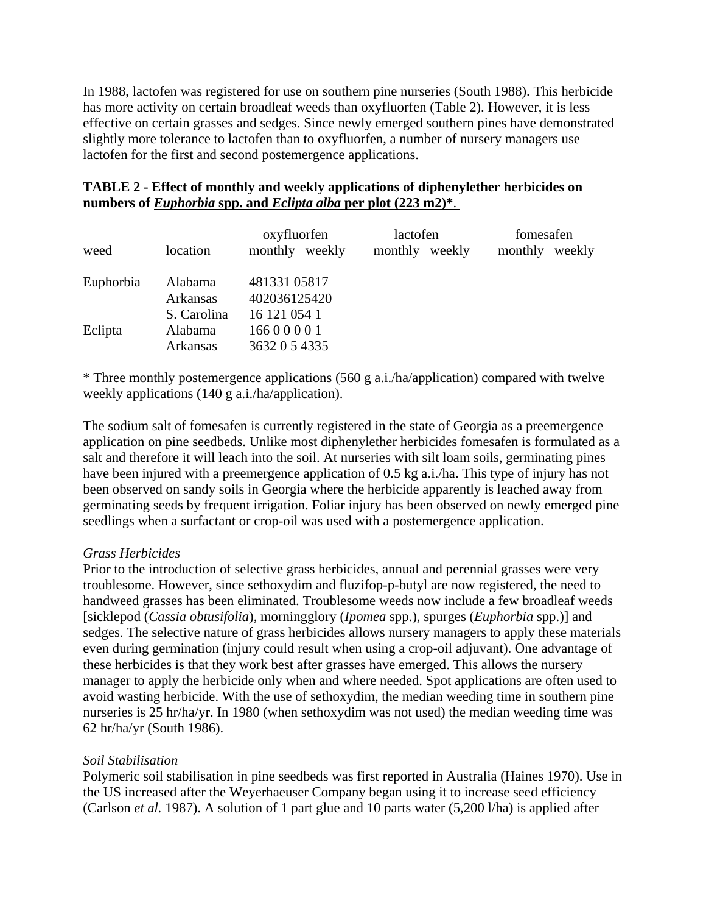In 1988, lactofen was registered for use on southern pine nurseries (South 1988). This herbicide has more activity on certain broadleaf weeds than oxyfluorfen (Table 2). However, it is less effective on certain grasses and sedges. Since newly emerged southern pines have demonstrated slightly more tolerance to lactofen than to oxyfluorfen, a number of nursery managers use lactofen for the first and second postemergence applications.

**TABLE 2 - Effect of monthly and weekly applications of diphenylether herbicides on numbers of *Euphorbia* spp. and *Eclipta alba* per plot (223 m2)\*.**

| weed | location | oxyfluorfen | | lactofen | | fomesafen | |
|---|---|---|---|---|---|---|---|
| | | monthly | weekly | monthly | weekly | monthly | weekly |
| Euphorbia | Alabama | 481331 05817 | | | | | |
| | Arkansas | 402036125420 | | | | | |
| | S. Carolina | 16 121 054 1 | | | | | |
| Eclipta | Alabama | 166 0 0 0 0 1 | | | | | |
| | Arkansas | 3632 0 5 4335 | | | | | |

\* Three monthly postemergence applications (560 g a.i./ha/application) compared with twelve weekly applications (140 g a.i./ha/application).

The sodium salt of fomesafen is currently registered in the state of Georgia as a preemergence application on pine seedbeds. Unlike most diphenylether herbicides fomesafen is formulated as a salt and therefore it will leach into the soil. At nurseries with silt loam soils, germinating pines have been injured with a preemergence application of 0.5 kg a.i./ha. This type of injury has not been observed on sandy soils in Georgia where the herbicide apparently is leached away from germinating seeds by frequent irrigation. Foliar injury has been observed on newly emerged pine seedlings when a surfactant or crop-oil was used with a postemergence application.

*Grass Herbicides*

Prior to the introduction of selective grass herbicides, annual and perennial grasses were very troublesome. However, since sethoxydim and fluzifop-p-butyl are now registered, the need to handweed grasses has been eliminated. Troublesome weeds now include a few broadleaf weeds [sicklepod (*Cassia obtusifolia*), morningglory (*Ipomea* spp.), spurges (*Euphorbia* spp.)] and sedges. The selective nature of grass herbicides allows nursery managers to apply these materials even during germination (injury could result when using a crop-oil adjuvant). One advantage of these herbicides is that they work best after grasses have emerged. This allows the nursery manager to apply the herbicide only when and where needed. Spot applications are often used to avoid wasting herbicide. With the use of sethoxydim, the median weeding time in southern pine nurseries is 25 hr/ha/yr. In 1980 (when sethoxydim was not used) the median weeding time was 62 hr/ha/yr (South 1986).

*Soil Stabilisation*

Polymeric soil stabilisation in pine seedbeds was first reported in Australia (Haines 1970). Use in the US increased after the Weyerhaeuser Company began using it to increase seed efficiency (Carlson *et al.* 1987). A solution of 1 part glue and 10 parts water (5,200 l/ha) is applied after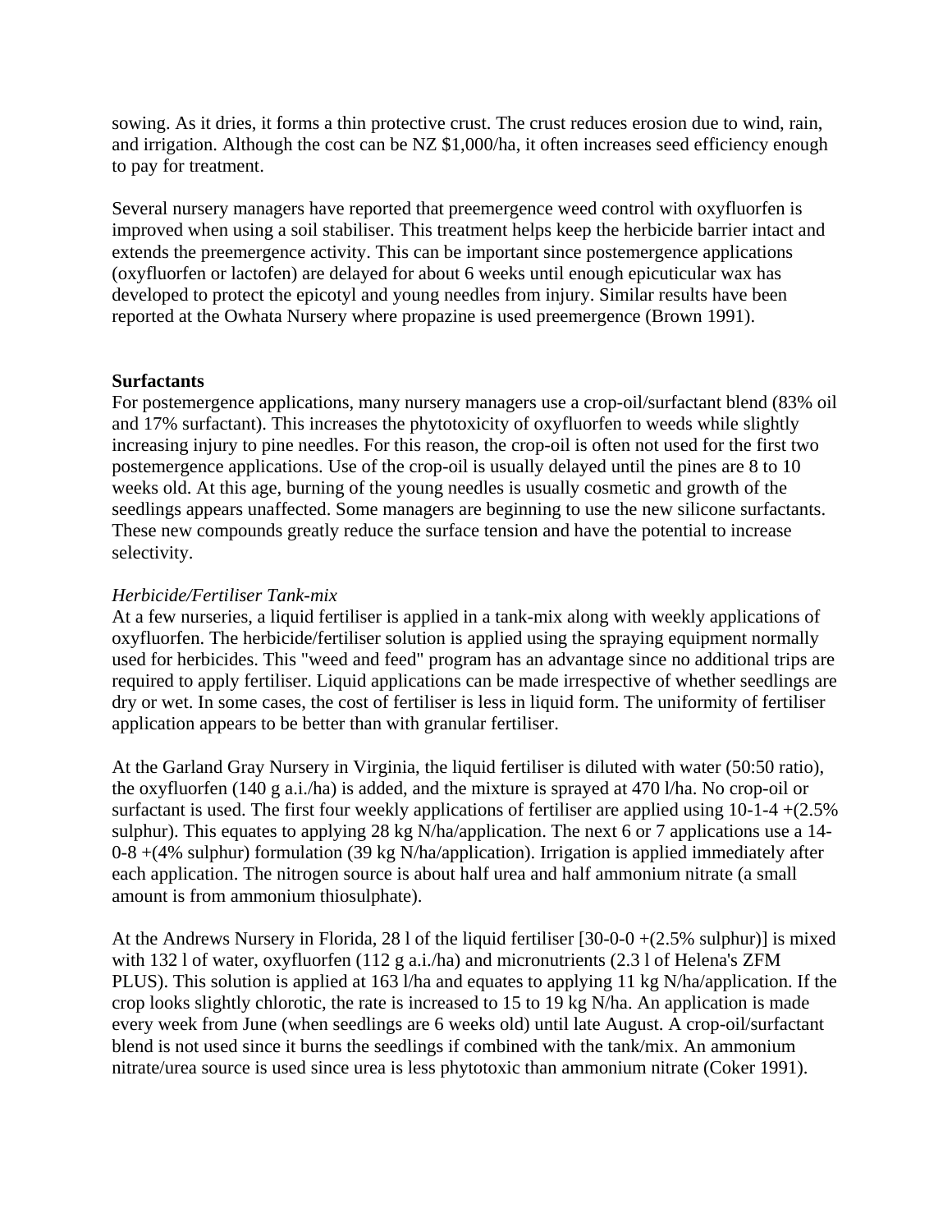sowing. As it dries, it forms a thin protective crust. The crust reduces erosion due to wind, rain, and irrigation. Although the cost can be NZ $1,000/ha, it often increases seed efficiency enough to pay for treatment.

Several nursery managers have reported that preemergence weed control with oxyfluorfen is improved when using a soil stabiliser. This treatment helps keep the herbicide barrier intact and extends the preemergence activity. This can be important since postemergence applications (oxyfluorfen or lactofen) are delayed for about 6 weeks until enough epicuticular wax has developed to protect the epicotyl and young needles from injury. Similar results have been reported at the Owhata Nursery where propazine is used preemergence (Brown 1991).

**Surfactants**

For postemergence applications, many nursery managers use a crop-oil/surfactant blend (83% oil and 17% surfactant). This increases the phytotoxicity of oxyfluorfen to weeds while slightly increasing injury to pine needles. For this reason, the crop-oil is often not used for the first two postemergence applications. Use of the crop-oil is usually delayed until the pines are 8 to 10 weeks old. At this age, burning of the young needles is usually cosmetic and growth of the seedlings appears unaffected. Some managers are beginning to use the new silicone surfactants. These new compounds greatly reduce the surface tension and have the potential to increase selectivity.

*Herbicide/Fertiliser Tank-mix*

At a few nurseries, a liquid fertiliser is applied in a tank-mix along with weekly applications of oxyfluorfen. The herbicide/fertiliser solution is applied using the spraying equipment normally used for herbicides. This "weed and feed" program has an advantage since no additional trips are required to apply fertiliser. Liquid applications can be made irrespective of whether seedlings are dry or wet. In some cases, the cost of fertiliser is less in liquid form. The uniformity of fertiliser application appears to be better than with granular fertiliser.

At the Garland Gray Nursery in Virginia, the liquid fertiliser is diluted with water (50:50 ratio), the oxyfluorfen (140 g a.i./ha) is added, and the mixture is sprayed at 470 l/ha. No crop-oil or surfactant is used. The first four weekly applications of fertiliser are applied using 10-1-4 +(2.5% sulphur). This equates to applying 28 kg N/ha/application. The next 6 or 7 applications use a 14-0-8 +(4% sulphur) formulation (39 kg N/ha/application). Irrigation is applied immediately after each application. The nitrogen source is about half urea and half ammonium nitrate (a small amount is from ammonium thiosulphate).

At the Andrews Nursery in Florida, 28 l of the liquid fertiliser [30-0-0 +(2.5% sulphur)] is mixed with 132 l of water, oxyfluorfen (112 g a.i./ha) and micronutrients (2.3 l of Helena's ZFM PLUS). This solution is applied at 163 l/ha and equates to applying 11 kg N/ha/application. If the crop looks slightly chlorotic, the rate is increased to 15 to 19 kg N/ha. An application is made every week from June (when seedlings are 6 weeks old) until late August. A crop-oil/surfactant blend is not used since it burns the seedlings if combined with the tank/mix. An ammonium nitrate/urea source is used since urea is less phytotoxic than ammonium nitrate (Coker 1991).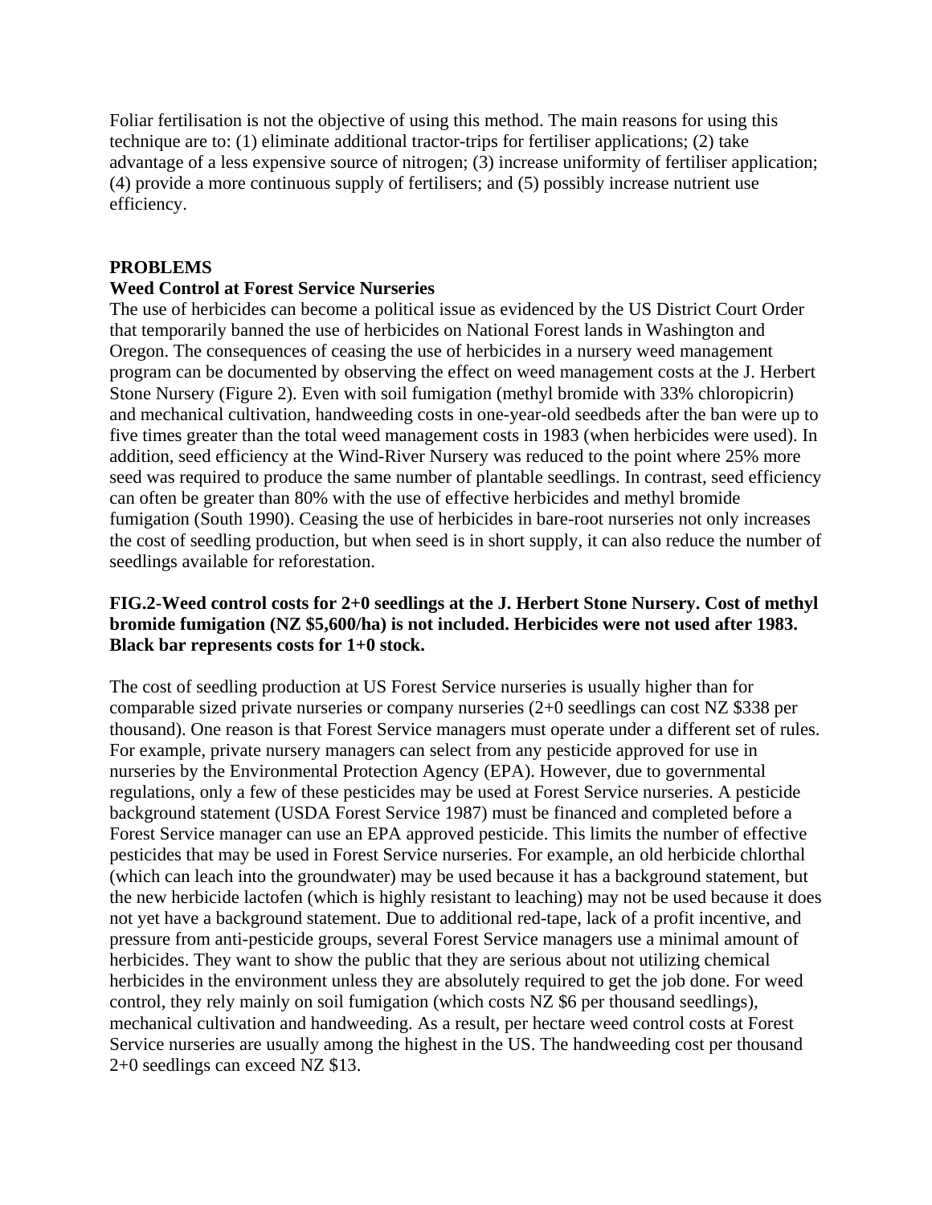Foliar fertilisation is not the objective of using this method. The main reasons for using this technique are to: (1) eliminate additional tractor-trips for fertiliser applications; (2) take advantage of a less expensive source of nitrogen; (3) increase uniformity of fertiliser application; (4) provide a more continuous supply of fertilisers; and (5) possibly increase nutrient use efficiency.

## PROBLEMS

### Weed Control at Forest Service Nurseries

The use of herbicides can become a political issue as evidenced by the US District Court Order that temporarily banned the use of herbicides on National Forest lands in Washington and Oregon. The consequences of ceasing the use of herbicides in a nursery weed management program can be documented by observing the effect on weed management costs at the J. Herbert Stone Nursery (Figure 2). Even with soil fumigation (methyl bromide with 33% chloropicrin) and mechanical cultivation, handweeding costs in one-year-old seedbeds after the ban were up to five times greater than the total weed management costs in 1983 (when herbicides were used). In addition, seed efficiency at the Wind-River Nursery was reduced to the point where 25% more seed was required to produce the same number of plantable seedlings. In contrast, seed efficiency can often be greater than 80% with the use of effective herbicides and methyl bromide fumigation (South 1990). Ceasing the use of herbicides in bare-root nurseries not only increases the cost of seedling production, but when seed is in short supply, it can also reduce the number of seedlings available for reforestation.

**FIG.2-Weed control costs for 2+0 seedlings at the J. Herbert Stone Nursery. Cost of methyl bromide fumigation (NZ $5,600/ha) is not included. Herbicides were not used after 1983. Black bar represents costs for 1+0 stock.**

The cost of seedling production at US Forest Service nurseries is usually higher than for comparable sized private nurseries or company nurseries (2+0 seedlings can cost NZ $338 per thousand). One reason is that Forest Service managers must operate under a different set of rules. For example, private nursery managers can select from any pesticide approved for use in nurseries by the Environmental Protection Agency (EPA). However, due to governmental regulations, only a few of these pesticides may be used at Forest Service nurseries. A pesticide background statement (USDA Forest Service 1987) must be financed and completed before a Forest Service manager can use an EPA approved pesticide. This limits the number of effective pesticides that may be used in Forest Service nurseries. For example, an old herbicide chlorthal (which can leach into the groundwater) may be used because it has a background statement, but the new herbicide lactofen (which is highly resistant to leaching) may not be used because it does not yet have a background statement. Due to additional red-tape, lack of a profit incentive, and pressure from anti-pesticide groups, several Forest Service managers use a minimal amount of herbicides. They want to show the public that they are serious about not utilizing chemical herbicides in the environment unless they are absolutely required to get the job done. For weed control, they rely mainly on soil fumigation (which costs NZ $6 per thousand seedlings), mechanical cultivation and handweeding. As a result, per hectare weed control costs at Forest Service nurseries are usually among the highest in the US. The handweeding cost per thousand 2+0 seedlings can exceed NZ $13.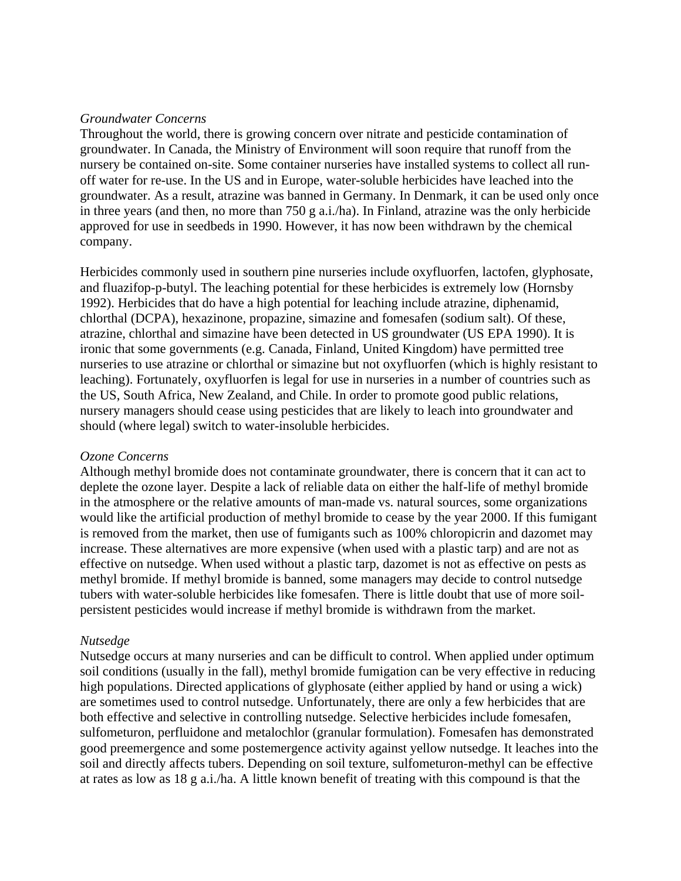*Groundwater Concerns*
Throughout the world, there is growing concern over nitrate and pesticide contamination of groundwater. In Canada, the Ministry of Environment will soon require that runoff from the nursery be contained on-site. Some container nurseries have installed systems to collect all run-off water for re-use. In the US and in Europe, water-soluble herbicides have leached into the groundwater. As a result, atrazine was banned in Germany. In Denmark, it can be used only once in three years (and then, no more than 750 g a.i./ha). In Finland, atrazine was the only herbicide approved for use in seedbeds in 1990. However, it has now been withdrawn by the chemical company.

Herbicides commonly used in southern pine nurseries include oxyfluorfen, lactofen, glyphosate, and fluazifop-p-butyl. The leaching potential for these herbicides is extremely low (Hornsby 1992). Herbicides that do have a high potential for leaching include atrazine, diphenamid, chlorthal (DCPA), hexazinone, propazine, simazine and fomesafen (sodium salt). Of these, atrazine, chlorthal and simazine have been detected in US groundwater (US EPA 1990). It is ironic that some governments (e.g. Canada, Finland, United Kingdom) have permitted tree nurseries to use atrazine or chlorthal or simazine but not oxyfluorfen (which is highly resistant to leaching). Fortunately, oxyfluorfen is legal for use in nurseries in a number of countries such as the US, South Africa, New Zealand, and Chile. In order to promote good public relations, nursery managers should cease using pesticides that are likely to leach into groundwater and should (where legal) switch to water-insoluble herbicides.

*Ozone Concerns*
Although methyl bromide does not contaminate groundwater, there is concern that it can act to deplete the ozone layer. Despite a lack of reliable data on either the half-life of methyl bromide in the atmosphere or the relative amounts of man-made vs. natural sources, some organizations would like the artificial production of methyl bromide to cease by the year 2000. If this fumigant is removed from the market, then use of fumigants such as 100% chloropicrin and dazomet may increase. These alternatives are more expensive (when used with a plastic tarp) and are not as effective on nutsedge. When used without a plastic tarp, dazomet is not as effective on pests as methyl bromide. If methyl bromide is banned, some managers may decide to control nutsedge tubers with water-soluble herbicides like fomesafen. There is little doubt that use of more soil-persistent pesticides would increase if methyl bromide is withdrawn from the market.

*Nutsedge*
Nutsedge occurs at many nurseries and can be difficult to control. When applied under optimum soil conditions (usually in the fall), methyl bromide fumigation can be very effective in reducing high populations. Directed applications of glyphosate (either applied by hand or using a wick) are sometimes used to control nutsedge. Unfortunately, there are only a few herbicides that are both effective and selective in controlling nutsedge. Selective herbicides include fomesafen, sulfometuron, perfluidone and metalochlor (granular formulation). Fomesafen has demonstrated good preemergence and some postemergence activity against yellow nutsedge. It leaches into the soil and directly affects tubers. Depending on soil texture, sulfometuron-methyl can be effective at rates as low as 18 g a.i./ha. A little known benefit of treating with this compound is that the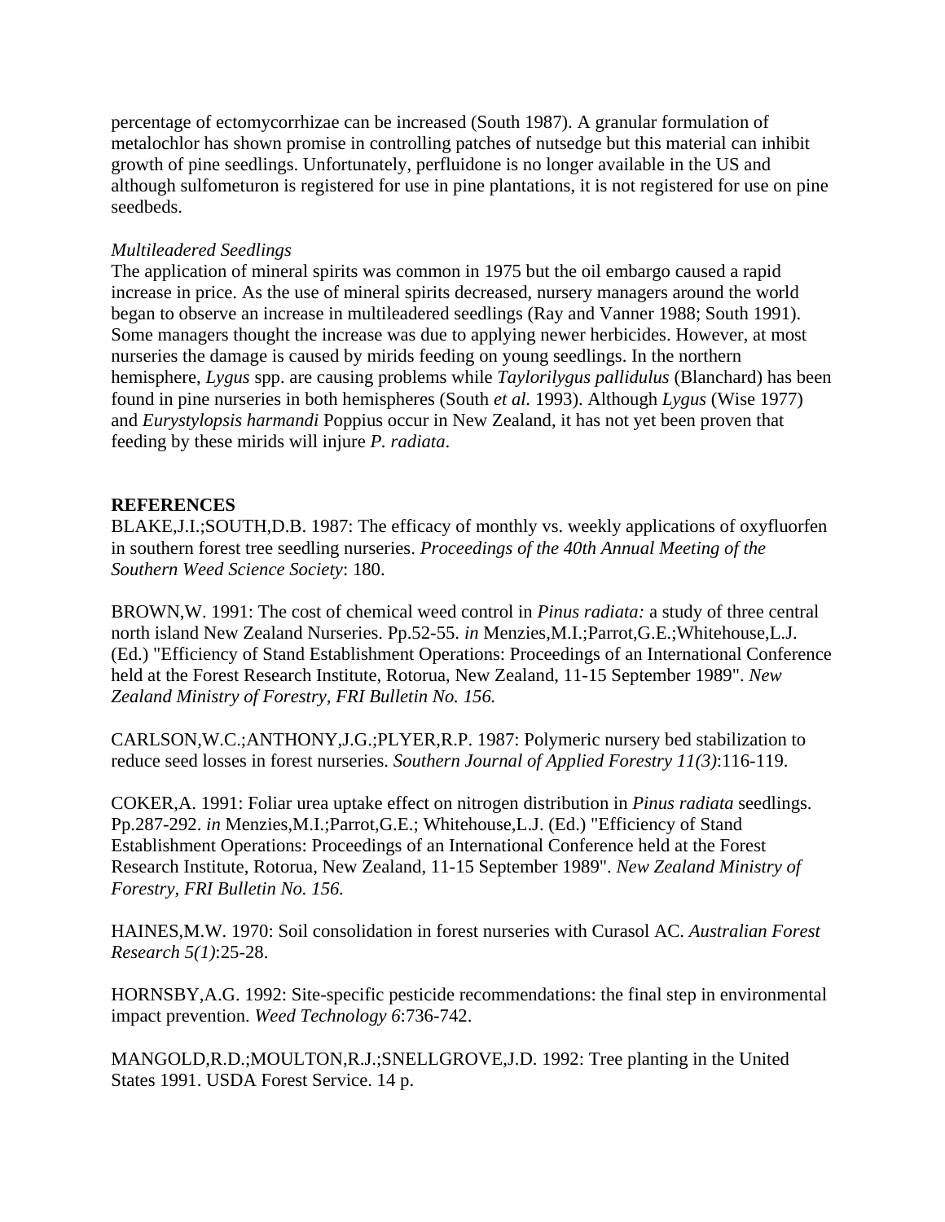percentage of ectomycorrhizae can be increased (South 1987). A granular formulation of metalochlor has shown promise in controlling patches of nutsedge but this material can inhibit growth of pine seedlings. Unfortunately, perfluidone is no longer available in the US and although sulfometuron is registered for use in pine plantations, it is not registered for use on pine seedbeds.

*Multileadered Seedlings*

The application of mineral spirits was common in 1975 but the oil embargo caused a rapid increase in price. As the use of mineral spirits decreased, nursery managers around the world began to observe an increase in multileadered seedlings (Ray and Vanner 1988; South 1991). Some managers thought the increase was due to applying newer herbicides. However, at most nurseries the damage is caused by mirids feeding on young seedlings. In the northern hemisphere, *Lygus* spp. are causing problems while *Taylorilygus pallidulus* (Blanchard) has been found in pine nurseries in both hemispheres (South *et al.* 1993). Although *Lygus* (Wise 1977) and *Eurystylopsis harmandi* Poppius occur in New Zealand, it has not yet been proven that feeding by these mirids will injure *P. radiata*.

## REFERENCES

BLAKE,J.I.;SOUTH,D.B. 1987: The efficacy of monthly vs. weekly applications of oxyfluorfen in southern forest tree seedling nurseries. *Proceedings of the 40th Annual Meeting of the Southern Weed Science Society*: 180.

BROWN,W. 1991: The cost of chemical weed control in *Pinus radiata:* a study of three central north island New Zealand Nurseries. Pp.52-55. *in* Menzies,M.I.;Parrot,G.E.;Whitehouse,L.J. (Ed.) "Efficiency of Stand Establishment Operations: Proceedings of an International Conference held at the Forest Research Institute, Rotorua, New Zealand, 11-15 September 1989". *New Zealand Ministry of Forestry, FRI Bulletin No. 156.*

CARLSON,W.C.;ANTHONY,J.G.;PLYER,R.P. 1987: Polymeric nursery bed stabilization to reduce seed losses in forest nurseries. *Southern Journal of Applied Forestry 11(3)*:116-119.

COKER,A. 1991: Foliar urea uptake effect on nitrogen distribution in *Pinus radiata* seedlings. Pp.287-292. *in* Menzies,M.I.;Parrot,G.E.; Whitehouse,L.J. (Ed.) "Efficiency of Stand Establishment Operations: Proceedings of an International Conference held at the Forest Research Institute, Rotorua, New Zealand, 11-15 September 1989". *New Zealand Ministry of Forestry, FRI Bulletin No. 156.*

HAINES,M.W. 1970: Soil consolidation in forest nurseries with Curasol AC. *Australian Forest Research 5(1)*:25-28.

HORNSBY,A.G. 1992: Site-specific pesticide recommendations: the final step in environmental impact prevention. *Weed Technology 6*:736-742.

MANGOLD,R.D.;MOULTON,R.J.;SNELLGROVE,J.D. 1992: Tree planting in the United States 1991. USDA Forest Service. 14 p.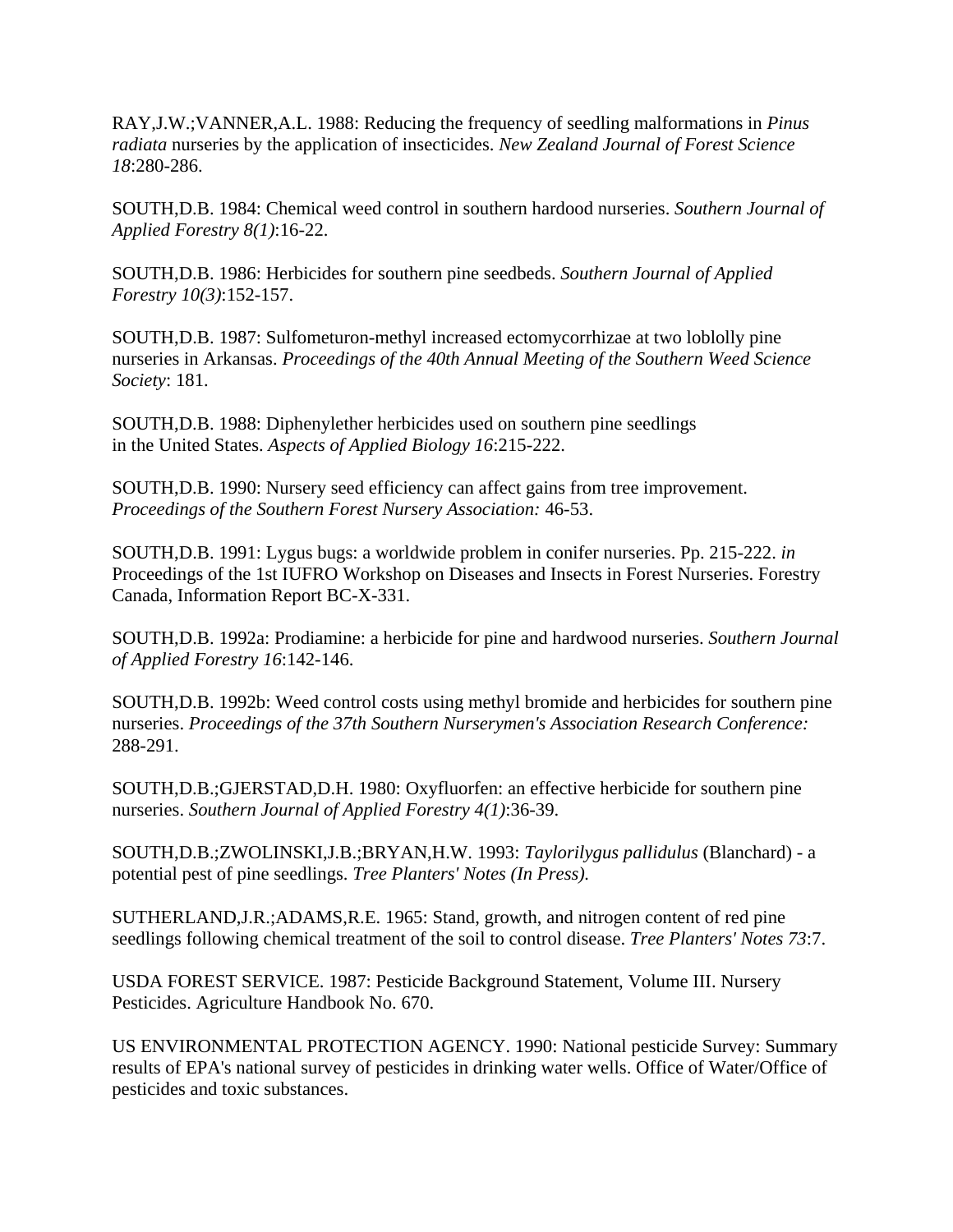RAY,J.W.;VANNER,A.L. 1988: Reducing the frequency of seedling malformations in *Pinus radiata* nurseries by the application of insecticides. *New Zealand Journal of Forest Science 18*:280-286.

SOUTH,D.B. 1984: Chemical weed control in southern hardood nurseries. *Southern Journal of Applied Forestry 8(1)*:16-22.

SOUTH,D.B. 1986: Herbicides for southern pine seedbeds. *Southern Journal of Applied Forestry 10(3)*:152-157.

SOUTH,D.B. 1987: Sulfometuron-methyl increased ectomycorrhizae at two loblolly pine nurseries in Arkansas. *Proceedings of the 40th Annual Meeting of the Southern Weed Science Society*: 181.

SOUTH,D.B. 1988: Diphenylether herbicides used on southern pine seedlings in the United States. *Aspects of Applied Biology 16*:215-222.

SOUTH,D.B. 1990: Nursery seed efficiency can affect gains from tree improvement. *Proceedings of the Southern Forest Nursery Association:* 46-53.

SOUTH,D.B. 1991: Lygus bugs: a worldwide problem in conifer nurseries. Pp. 215-222. *in* Proceedings of the 1st IUFRO Workshop on Diseases and Insects in Forest Nurseries. Forestry Canada, Information Report BC-X-331.

SOUTH,D.B. 1992a: Prodiamine: a herbicide for pine and hardwood nurseries. *Southern Journal of Applied Forestry 16*:142-146.

SOUTH,D.B. 1992b: Weed control costs using methyl bromide and herbicides for southern pine nurseries. *Proceedings of the 37th Southern Nurserymen's Association Research Conference:* 288-291.

SOUTH,D.B.;GJERSTAD,D.H. 1980: Oxyfluorfen: an effective herbicide for southern pine nurseries. *Southern Journal of Applied Forestry 4(1)*:36-39.

SOUTH,D.B.;ZWOLINSKI,J.B.;BRYAN,H.W. 1993: *Taylorilygus pallidulus* (Blanchard) - a potential pest of pine seedlings. *Tree Planters' Notes (In Press).*

SUTHERLAND,J.R.;ADAMS,R.E. 1965: Stand, growth, and nitrogen content of red pine seedlings following chemical treatment of the soil to control disease. *Tree Planters' Notes 73*:7.

USDA FOREST SERVICE. 1987: Pesticide Background Statement, Volume III. Nursery Pesticides. Agriculture Handbook No. 670.

US ENVIRONMENTAL PROTECTION AGENCY. 1990: National pesticide Survey: Summary results of EPA's national survey of pesticides in drinking water wells. Office of Water/Office of pesticides and toxic substances.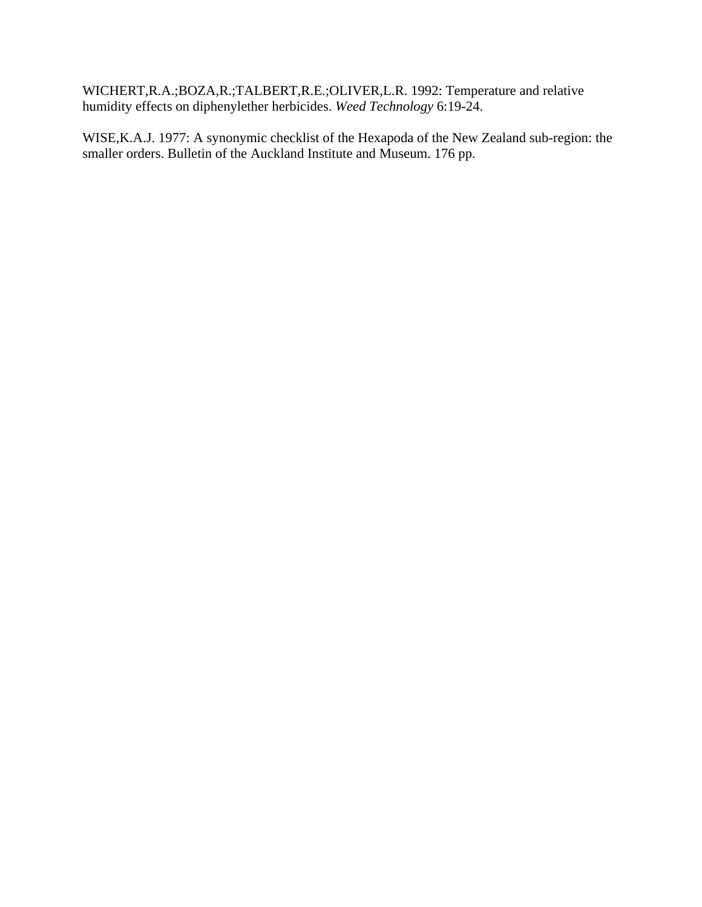WICHERT,R.A.;BOZA,R.;TALBERT,R.E.;OLIVER,L.R. 1992: Temperature and relative humidity effects on diphenylether herbicides. *Weed Technology* 6:19-24.

WISE,K.A.J. 1977: A synonymic checklist of the Hexapoda of the New Zealand sub-region: the smaller orders. Bulletin of the Auckland Institute and Museum. 176 pp.